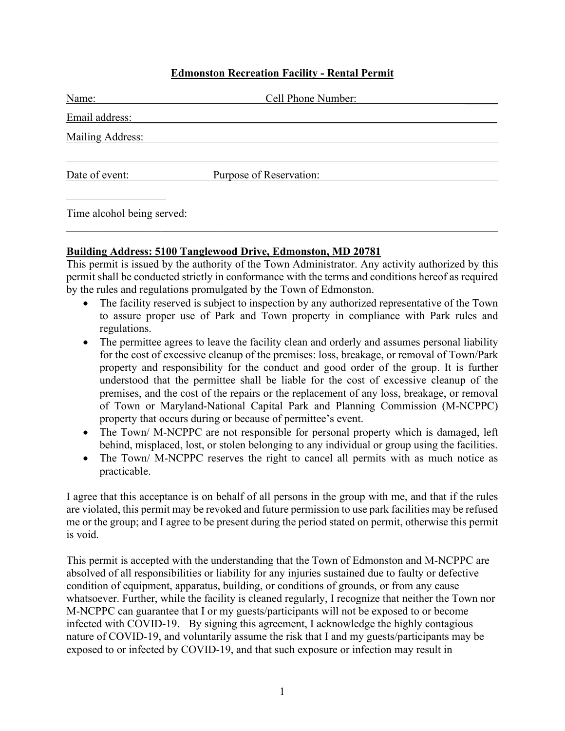# Edmonston Recreation Facility - Rental Permit

Name: ______________________________ Cell Phone Number: ______________________________

Email address: ______________________________________________________________

Mailing Address: ______________________________________________________________

______________________________________________________________

Date of event: ________________ Purpose of Reservation: ______________________________

________________

Time alcohol being served:

______________________________________________________________

**Building Address: 5100 Tanglewood Drive, Edmonston, MD 20781**

This permit is issued by the authority of the Town Administrator. Any activity authorized by this permit shall be conducted strictly in conformance with the terms and conditions hereof as required by the rules and regulations promulgated by the Town of Edmonston.

- The facility reserved is subject to inspection by any authorized representative of the Town to assure proper use of Park and Town property in compliance with Park rules and regulations.
- The permittee agrees to leave the facility clean and orderly and assumes personal liability for the cost of excessive cleanup of the premises: loss, breakage, or removal of Town/Park property and responsibility for the conduct and good order of the group. It is further understood that the permittee shall be liable for the cost of excessive cleanup of the premises, and the cost of the repairs or the replacement of any loss, breakage, or removal of Town or Maryland-National Capital Park and Planning Commission (M-NCPPC) property that occurs during or because of permittee's event.
- The Town/ M-NCPPC are not responsible for personal property which is damaged, left behind, misplaced, lost, or stolen belonging to any individual or group using the facilities.
- The Town/ M-NCPPC reserves the right to cancel all permits with as much notice as practicable.

I agree that this acceptance is on behalf of all persons in the group with me, and that if the rules are violated, this permit may be revoked and future permission to use park facilities may be refused me or the group; and I agree to be present during the period stated on permit, otherwise this permit is void.

This permit is accepted with the understanding that the Town of Edmonston and M-NCPPC are absolved of all responsibilities or liability for any injuries sustained due to faulty or defective condition of equipment, apparatus, building, or conditions of grounds, or from any cause whatsoever. Further, while the facility is cleaned regularly, I recognize that neither the Town nor M-NCPPC can guarantee that I or my guests/participants will not be exposed to or become infected with COVID-19. By signing this agreement, I acknowledge the highly contagious nature of COVID-19, and voluntarily assume the risk that I and my guests/participants may be exposed to or infected by COVID-19, and that such exposure or infection may result in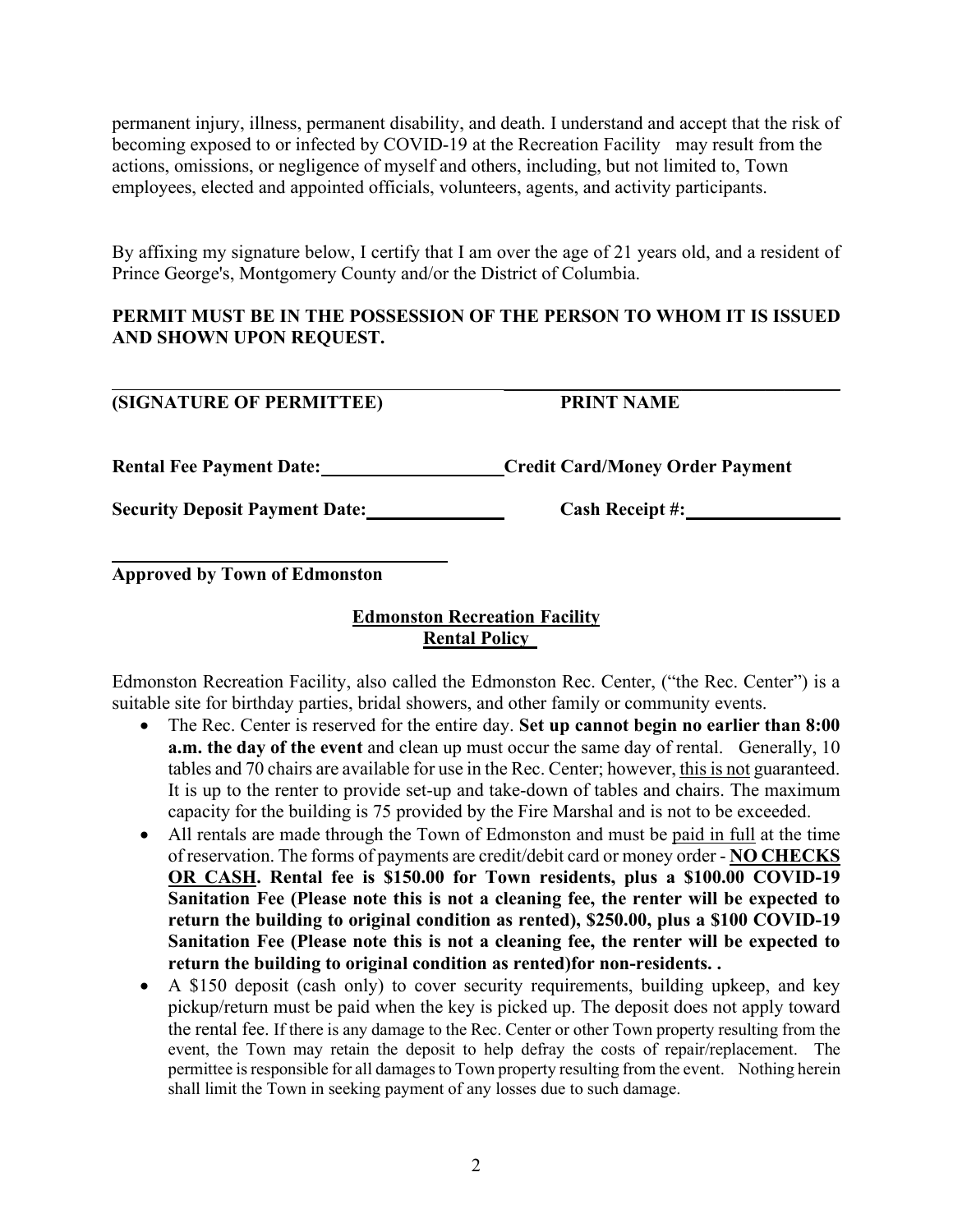permanent injury, illness, permanent disability, and death. I understand and accept that the risk of becoming exposed to or infected by COVID-19 at the Recreation Facility may result from the actions, omissions, or negligence of myself and others, including, but not limited to, Town employees, elected and appointed officials, volunteers, agents, and activity participants.

By affixing my signature below, I certify that I am over the age of 21 years old, and a resident of Prince George's, Montgomery County and/or the District of Columbia.

**PERMIT MUST BE IN THE POSSESSION OF THE PERSON TO WHOM IT IS ISSUED AND SHOWN UPON REQUEST.**

**(SIGNATURE OF PERMITTEE)** ____________________ **PRINT NAME** ____________________

**Rental Fee Payment Date:** ____________________ **Credit Card/Money Order Payment**

**Security Deposit Payment Date:** ____________________ **Cash Receipt #:** ____________________

____________________

**Approved by Town of Edmonston**

## Edmonston Recreation Facility Rental Policy

Edmonston Recreation Facility, also called the Edmonston Rec. Center, ("the Rec. Center") is a suitable site for birthday parties, bridal showers, and other family or community events.

- The Rec. Center is reserved for the entire day. **Set up cannot begin no earlier than 8:00 a.m. the day of the event** and clean up must occur the same day of rental. Generally, 10 tables and 70 chairs are available for use in the Rec. Center; however, this is not guaranteed. It is up to the renter to provide set-up and take-down of tables and chairs. The maximum capacity for the building is 75 provided by the Fire Marshal and is not to be exceeded.
- All rentals are made through the Town of Edmonston and must be paid in full at the time of reservation. The forms of payments are credit/debit card or money order - **NO CHECKS OR CASH. Rental fee is $150.00 for Town residents, plus a $100.00 COVID-19 Sanitation Fee (Please note this is not a cleaning fee, the renter will be expected to return the building to original condition as rented), $250.00, plus a $100 COVID-19 Sanitation Fee (Please note this is not a cleaning fee, the renter will be expected to return the building to original condition as rented)for non-residents. .**
- A $150 deposit (cash only) to cover security requirements, building upkeep, and key pickup/return must be paid when the key is picked up. The deposit does not apply toward the rental fee. If there is any damage to the Rec. Center or other Town property resulting from the event, the Town may retain the deposit to help defray the costs of repair/replacement. The permittee is responsible for all damages to Town property resulting from the event. Nothing herein shall limit the Town in seeking payment of any losses due to such damage.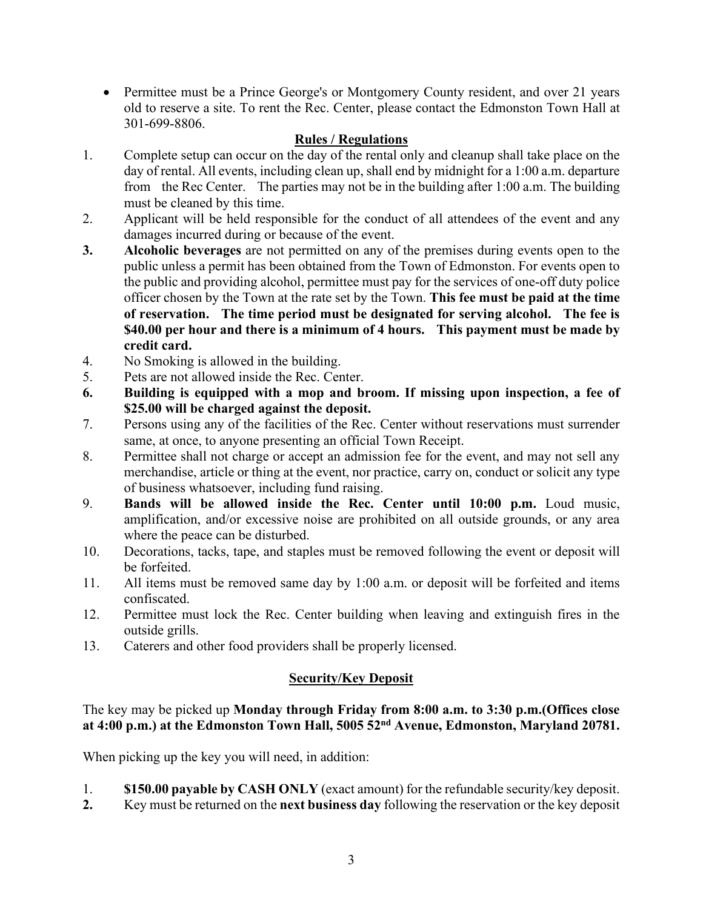- Permittee must be a Prince George's or Montgomery County resident, and over 21 years old to reserve a site. To rent the Rec. Center, please contact the Edmonston Town Hall at 301-699-8806.

## Rules / Regulations

1. Complete setup can occur on the day of the rental only and cleanup shall take place on the day of rental. All events, including clean up, shall end by midnight for a 1:00 a.m. departure from the Rec Center. The parties may not be in the building after 1:00 a.m. The building must be cleaned by this time.
2. Applicant will be held responsible for the conduct of all attendees of the event and any damages incurred during or because of the event.
3. **Alcoholic beverages** are not permitted on any of the premises during events open to the public unless a permit has been obtained from the Town of Edmonston. For events open to the public and providing alcohol, permittee must pay for the services of one-off duty police officer chosen by the Town at the rate set by the Town. **This fee must be paid at the time of reservation. The time period must be designated for serving alcohol. The fee is $40.00 per hour and there is a minimum of 4 hours. This payment must be made by credit card.**
4. No Smoking is allowed in the building.
5. Pets are not allowed inside the Rec. Center.
6. **Building is equipped with a mop and broom. If missing upon inspection, a fee of $25.00 will be charged against the deposit.**
7. Persons using any of the facilities of the Rec. Center without reservations must surrender same, at once, to anyone presenting an official Town Receipt.
8. Permittee shall not charge or accept an admission fee for the event, and may not sell any merchandise, article or thing at the event, nor practice, carry on, conduct or solicit any type of business whatsoever, including fund raising.
9. **Bands will be allowed inside the Rec. Center until 10:00 p.m.** Loud music, amplification, and/or excessive noise are prohibited on all outside grounds, or any area where the peace can be disturbed.
10. Decorations, tacks, tape, and staples must be removed following the event or deposit will be forfeited.
11. All items must be removed same day by 1:00 a.m. or deposit will be forfeited and items confiscated.
12. Permittee must lock the Rec. Center building when leaving and extinguish fires in the outside grills.
13. Caterers and other food providers shall be properly licensed.

## Security/Key Deposit

The key may be picked up **Monday through Friday from 8:00 a.m. to 3:30 p.m.(Offices close at 4:00 p.m.) at the Edmonston Town Hall, 5005 52nd Avenue, Edmonston, Maryland 20781.**

When picking up the key you will need, in addition:

1. **$150.00 payable by CASH ONLY** (exact amount) for the refundable security/key deposit.
2. Key must be returned on the **next business day** following the reservation or the key deposit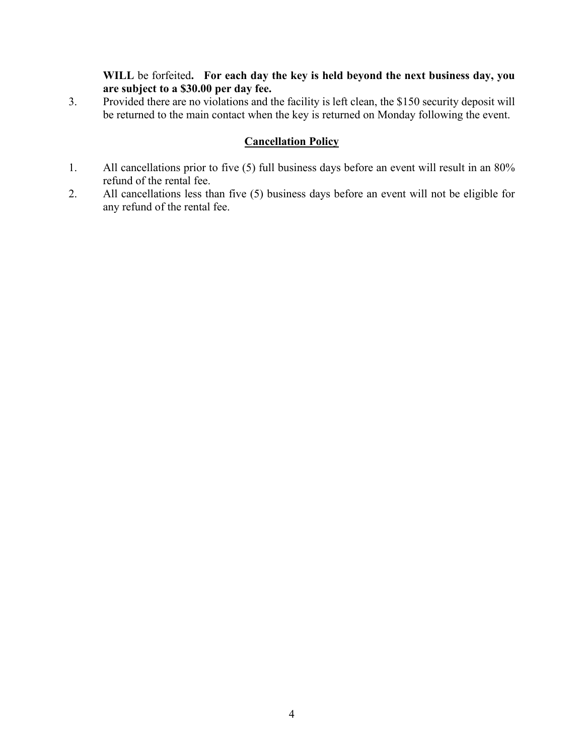**WILL** be forfeited**. For each day the key is held beyond the next business day, you are subject to a $30.00 per day fee.**

3. Provided there are no violations and the facility is left clean, the $150 security deposit will be returned to the main contact when the key is returned on Monday following the event.

## <u>Cancellation Policy</u>

1. All cancellations prior to five (5) full business days before an event will result in an 80% refund of the rental fee.
2. All cancellations less than five (5) business days before an event will not be eligible for any refund of the rental fee.